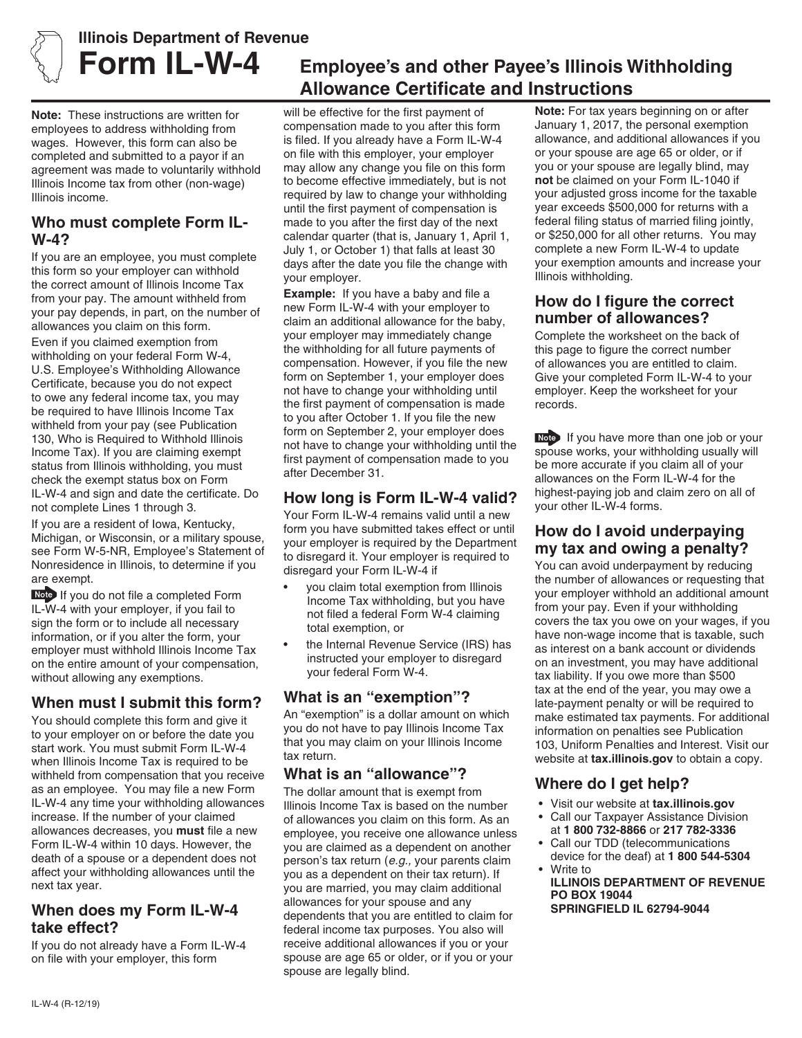Illinois Department of Revenue

# Form IL-W-4 Employee's and other Payee's Illinois Withholding Allowance Certificate and Instructions

**Note:** These instructions are written for employees to address withholding from wages. However, this form can also be completed and submitted to a payor if an agreement was made to voluntarily withhold Illinois Income tax from other (non-wage) Illinois income.

## Who must complete Form IL-W-4?

If you are an employee, you must complete this form so your employer can withhold the correct amount of Illinois Income Tax from your pay. The amount withheld from your pay depends, in part, on the number of allowances you claim on this form.

Even if you claimed exemption from withholding on your federal Form W-4, U.S. Employee's Withholding Allowance Certificate, because you do not expect to owe any federal income tax, you may be required to have Illinois Income Tax withheld from your pay (see Publication 130, Who is Required to Withhold Illinois Income Tax). If you are claiming exempt status from Illinois withholding, you must check the exempt status box on Form IL-W-4 and sign and date the certificate. Do not complete Lines 1 through 3.

If you are a resident of Iowa, Kentucky, Michigan, or Wisconsin, or a military spouse, see Form W-5-NR, Employee's Statement of Nonresidence in Illinois, to determine if you are exempt.

**Note** If you do not file a completed Form IL-W-4 with your employer, if you fail to sign the form or to include all necessary information, or if you alter the form, your employer must withhold Illinois Income Tax on the entire amount of your compensation, without allowing any exemptions.

## When must I submit this form?

You should complete this form and give it to your employer on or before the date you start work. You must submit Form IL-W-4 when Illinois Income Tax is required to be withheld from compensation that you receive as an employee. You may file a new Form IL-W-4 any time your withholding allowances increase. If the number of your claimed allowances decreases, you **must** file a new Form IL-W-4 within 10 days. However, the death of a spouse or a dependent does not affect your withholding allowances until the next tax year.

## When does my Form IL-W-4 take effect?

If you do not already have a Form IL-W-4 on file with your employer, this form will be effective for the first payment of compensation made to you after this form is filed. If you already have a Form IL-W-4 on file with this employer, your employer may allow any change you file on this form to become effective immediately, but is not required by law to change your withholding until the first payment of compensation is made to you after the first day of the next calendar quarter (that is, January 1, April 1, July 1, or October 1) that falls at least 30 days after the date you file the change with your employer.

**Example:** If you have a baby and file a new Form IL-W-4 with your employer to claim an additional allowance for the baby, your employer may immediately change the withholding for all future payments of compensation. However, if you file the new form on September 1, your employer does not have to change your withholding until the first payment of compensation is made to you after October 1. If you file the new form on September 2, your employer does not have to change your withholding until the first payment of compensation made to you after December 31.

## How long is Form IL-W-4 valid?

Your Form IL-W-4 remains valid until a new form you have submitted takes effect or until your employer is required by the Department to disregard it. Your employer is required to disregard your Form IL-W-4 if

- you claim total exemption from Illinois Income Tax withholding, but you have not filed a federal Form W-4 claiming total exemption, or
- the Internal Revenue Service (IRS) has instructed your employer to disregard your federal Form W-4.

## What is an "exemption"?

An "exemption" is a dollar amount on which you do not have to pay Illinois Income Tax that you may claim on your Illinois Income tax return.

## What is an "allowance"?

The dollar amount that is exempt from Illinois Income Tax is based on the number of allowances you claim on this form. As an employee, you receive one allowance unless you are claimed as a dependent on another person's tax return (*e.g.,* your parents claim you as a dependent on their tax return). If you are married, you may claim additional allowances for your spouse and any dependents that you are entitled to claim for federal income tax purposes. You also will receive additional allowances if you or your spouse are age 65 or older, or if you or your spouse are legally blind.

**Note:** For tax years beginning on or after January 1, 2017, the personal exemption allowance, and additional allowances if you or your spouse are age 65 or older, or if you or your spouse are legally blind, may **not** be claimed on your Form IL-1040 if your adjusted gross income for the taxable year exceeds $500,000 for returns with a federal filing status of married filing jointly, or $250,000 for all other returns. You may complete a new Form IL-W-4 to update your exemption amounts and increase your Illinois withholding.

## How do I figure the correct number of allowances?

Complete the worksheet on the back of this page to figure the correct number of allowances you are entitled to claim. Give your completed Form IL-W-4 to your employer. Keep the worksheet for your records.

**Note** If you have more than one job or your spouse works, your withholding usually will be more accurate if you claim all of your allowances on the Form IL-W-4 for the highest-paying job and claim zero on all of your other IL-W-4 forms.

## How do I avoid underpaying my tax and owing a penalty?

You can avoid underpayment by reducing the number of allowances or requesting that your employer withhold an additional amount from your pay. Even if your withholding covers the tax you owe on your wages, if you have non-wage income that is taxable, such as interest on a bank account or dividends on an investment, you may have additional tax liability. If you owe more than $500 tax at the end of the year, you may owe a late-payment penalty or will be required to make estimated tax payments. For additional information on penalties see Publication 103, Uniform Penalties and Interest. Visit our website at **tax.illinois.gov** to obtain a copy.

## Where do I get help?

- Visit our website at **tax.illinois.gov**
- Call our Taxpayer Assistance Division at **1 800 732-8866** or **217 782-3336**
- Call our TDD (telecommunications device for the deaf) at **1 800 544-5304**
- Write to
  **ILLINOIS DEPARTMENT OF REVENUE**
  **PO BOX 19044**
  **SPRINGFIELD IL 62794-9044**

IL-W-4 (R-12/19)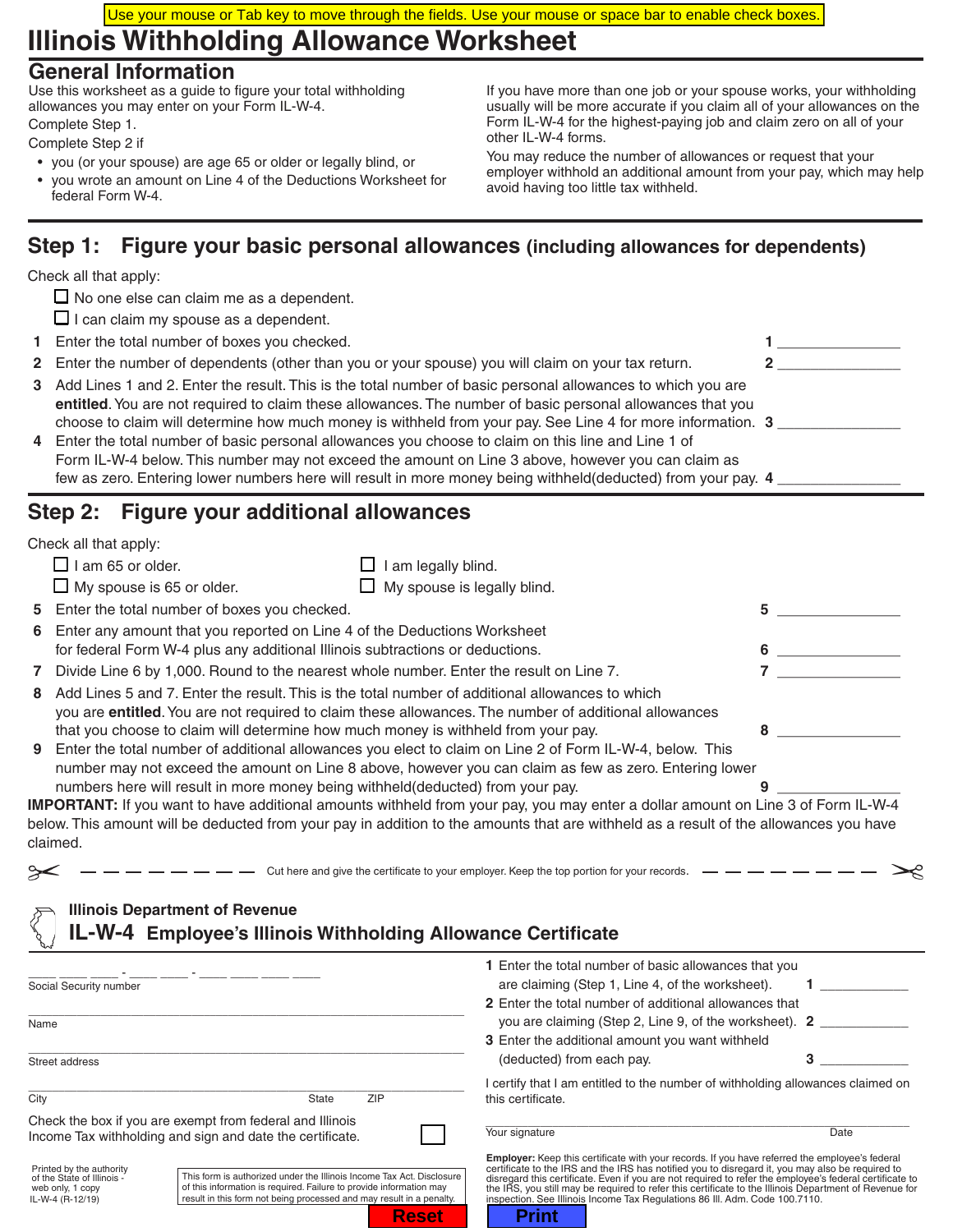Use your mouse or Tab key to move through the fields. Use your mouse or space bar to enable check boxes.

# Illinois Withholding Allowance Worksheet

## General Information

Use this worksheet as a guide to figure your total withholding allowances you may enter on your Form IL-W-4.

Complete Step 1.

Complete Step 2 if

- you (or your spouse) are age 65 or older or legally blind, or
- you wrote an amount on Line 4 of the Deductions Worksheet for federal Form W-4.

If you have more than one job or your spouse works, your withholding usually will be more accurate if you claim all of your allowances on the Form IL-W-4 for the highest-paying job and claim zero on all of your other IL-W-4 forms.

You may reduce the number of allowances or request that your employer withhold an additional amount from your pay, which may help avoid having too little tax withheld.

## Step 1: Figure your basic personal allowances (including allowances for dependents)

Check all that apply:

☐ No one else can claim me as a dependent.

☐ I can claim my spouse as a dependent.

**1** Enter the total number of boxes you checked. **1** ____________

**2** Enter the number of dependents (other than you or your spouse) you will claim on your tax return. **2** ____________

**3** Add Lines 1 and 2. Enter the result. This is the total number of basic personal allowances to which you are **entitled**. You are not required to claim these allowances. The number of basic personal allowances that you choose to claim will determine how much money is withheld from your pay. See Line 4 for more information. **3** ____________

**4** Enter the total number of basic personal allowances you choose to claim on this line and Line 1 of Form IL-W-4 below. This number may not exceed the amount on Line 3 above, however you can claim as few as zero. Entering lower numbers here will result in more money being withheld(deducted) from your pay. **4** ____________

## Step 2: Figure your additional allowances

Check all that apply:

☐ I am 65 or older.

☐ I am legally blind.

☐ My spouse is 65 or older.

☐ My spouse is legally blind.

**5** Enter the total number of boxes you checked. **5** ____________

**6** Enter any amount that you reported on Line 4 of the Deductions Worksheet for federal Form W-4 plus any additional Illinois subtractions or deductions. **6** ____________

**7** Divide Line 6 by 1,000. Round to the nearest whole number. Enter the result on Line 7. **7** ____________

**8** Add Lines 5 and 7. Enter the result. This is the total number of additional allowances to which you are **entitled**. You are not required to claim these allowances. The number of additional allowances that you choose to claim will determine how much money is withheld from your pay. **8** ____________

**9** Enter the total number of additional allowances you elect to claim on Line 2 of Form IL-W-4, below. This number may not exceed the amount on Line 8 above, however you can claim as few as zero. Entering lower numbers here will result in more money being withheld(deducted) from your pay. **9** ____________

**IMPORTANT:** If you want to have additional amounts withheld from your pay, you may enter a dollar amount on Line 3 of Form IL-W-4 below. This amount will be deducted from your pay in addition to the amounts that are withheld as a result of the allowances you have claimed.

Cut here and give the certificate to your employer. Keep the top portion for your records.

**Illinois Department of Revenue**

## IL-W-4 Employee's Illinois Withholding Allowance Certificate

___ ___ ___ - ___ ___ - ___ ___ ___ ___
Social Security number

Name

Street address

City State ZIP

Check the box if you are exempt from federal and Illinois Income Tax withholding and sign and date the certificate. ☐

**1** Enter the total number of basic allowances that you are claiming (Step 1, Line 4, of the worksheet). **1** ____________

**2** Enter the total number of additional allowances that you are claiming (Step 2, Line 9, of the worksheet). **2** ____________

**3** Enter the additional amount you want withheld (deducted) from each pay. **3** ____________

I certify that I am entitled to the number of withholding allowances claimed on this certificate.

Your signature Date

Printed by the authority of the State of Illinois - web only, 1 copy
IL-W-4 (R-12/19)

This form is authorized under the Illinois Income Tax Act. Disclosure of this information is required. Failure to provide information may result in this form not being processed and may result in a penalty.

**Employer:** Keep this certificate with your records. If you have referred the employee's federal certificate to the IRS and the IRS has notified you to disregard it, you may also be required to disregard this certificate. Even if you are not required to refer the employee's federal certificate to the IRS, you still may be required to refer this certificate to the Illinois Department of Revenue for inspection. See Illinois Income Tax Regulations 86 Ill. Adm. Code 100.7110.

Reset Print